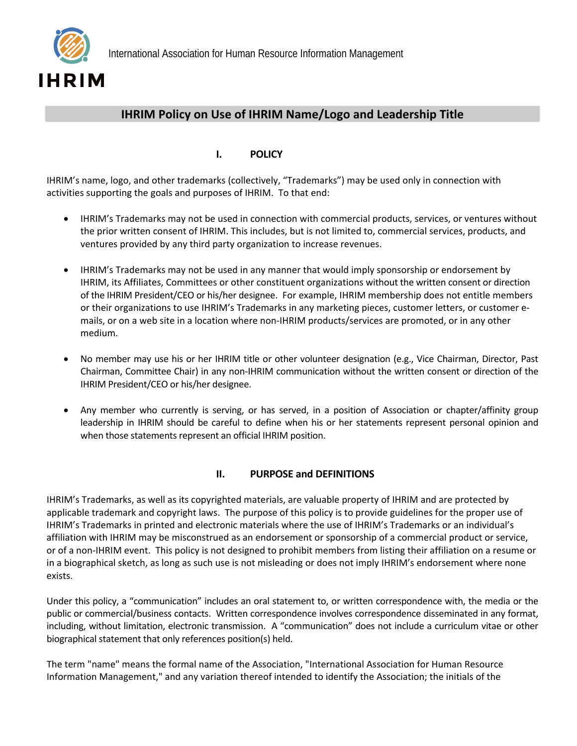IHRIM

International Association for Human Resource Information Management

# IHRIM Policy on Use of IHRIM Name/Logo and Leadership Title

## I. POLICY

IHRIM's name, logo, and other trademarks (collectively, "Trademarks") may be used only in connection with activities supporting the goals and purposes of IHRIM. To that end:

- IHRIM's Trademarks may not be used in connection with commercial products, services, or ventures without the prior written consent of IHRIM. This includes, but is not limited to, commercial services, products, and ventures provided by any third party organization to increase revenues.

- IHRIM's Trademarks may not be used in any manner that would imply sponsorship or endorsement by IHRIM, its Affiliates, Committees or other constituent organizations without the written consent or direction of the IHRIM President/CEO or his/her designee. For example, IHRIM membership does not entitle members or their organizations to use IHRIM's Trademarks in any marketing pieces, customer letters, or customer e-mails, or on a web site in a location where non-IHRIM products/services are promoted, or in any other medium.

- No member may use his or her IHRIM title or other volunteer designation (e.g., Vice Chairman, Director, Past Chairman, Committee Chair) in any non-IHRIM communication without the written consent or direction of the IHRIM President/CEO or his/her designee.

- Any member who currently is serving, or has served, in a position of Association or chapter/affinity group leadership in IHRIM should be careful to define when his or her statements represent personal opinion and when those statements represent an official IHRIM position.

## II. PURPOSE and DEFINITIONS

IHRIM's Trademarks, as well as its copyrighted materials, are valuable property of IHRIM and are protected by applicable trademark and copyright laws. The purpose of this policy is to provide guidelines for the proper use of IHRIM's Trademarks in printed and electronic materials where the use of IHRIM's Trademarks or an individual's affiliation with IHRIM may be misconstrued as an endorsement or sponsorship of a commercial product or service, or of a non-IHRIM event. This policy is not designed to prohibit members from listing their affiliation on a resume or in a biographical sketch, as long as such use is not misleading or does not imply IHRIM's endorsement where none exists.

Under this policy, a "communication" includes an oral statement to, or written correspondence with, the media or the public or commercial/business contacts. Written correspondence involves correspondence disseminated in any format, including, without limitation, electronic transmission. A "communication" does not include a curriculum vitae or other biographical statement that only references position(s) held.

The term "name" means the formal name of the Association, "International Association for Human Resource Information Management," and any variation thereof intended to identify the Association; the initials of the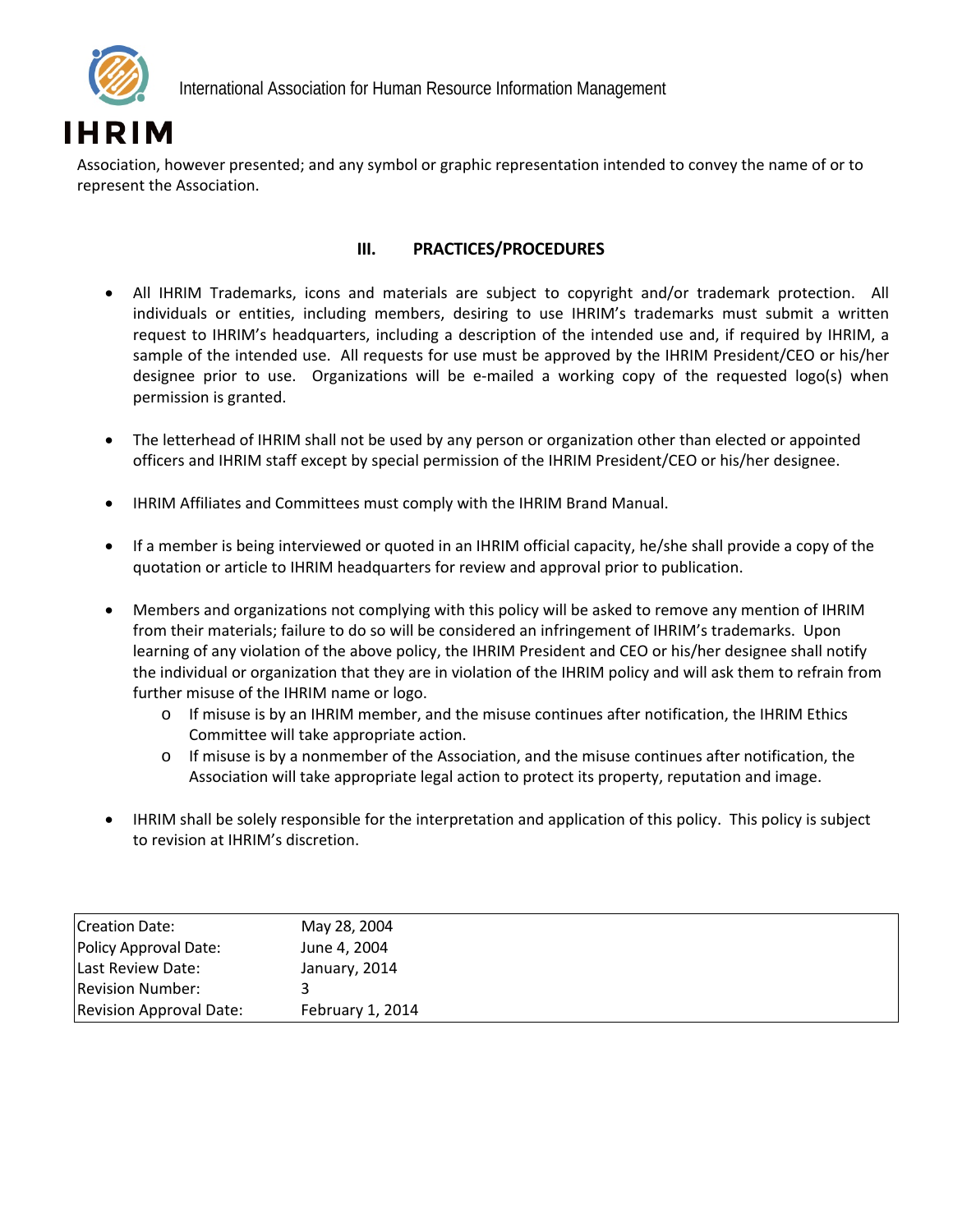Association, however presented; and any symbol or graphic representation intended to convey the name of or to represent the Association.

## III. PRACTICES/PROCEDURES

- All IHRIM Trademarks, icons and materials are subject to copyright and/or trademark protection. All individuals or entities, including members, desiring to use IHRIM's trademarks must submit a written request to IHRIM's headquarters, including a description of the intended use and, if required by IHRIM, a sample of the intended use. All requests for use must be approved by the IHRIM President/CEO or his/her designee prior to use. Organizations will be e-mailed a working copy of the requested logo(s) when permission is granted.

- The letterhead of IHRIM shall not be used by any person or organization other than elected or appointed officers and IHRIM staff except by special permission of the IHRIM President/CEO or his/her designee.

- IHRIM Affiliates and Committees must comply with the IHRIM Brand Manual.

- If a member is being interviewed or quoted in an IHRIM official capacity, he/she shall provide a copy of the quotation or article to IHRIM headquarters for review and approval prior to publication.

- Members and organizations not complying with this policy will be asked to remove any mention of IHRIM from their materials; failure to do so will be considered an infringement of IHRIM's trademarks. Upon learning of any violation of the above policy, the IHRIM President and CEO or his/her designee shall notify the individual or organization that they are in violation of the IHRIM policy and will ask them to refrain from further misuse of the IHRIM name or logo.
  - If misuse is by an IHRIM member, and the misuse continues after notification, the IHRIM Ethics Committee will take appropriate action.
  - If misuse is by a nonmember of the Association, and the misuse continues after notification, the Association will take appropriate legal action to protect its property, reputation and image.

- IHRIM shall be solely responsible for the interpretation and application of this policy. This policy is subject to revision at IHRIM's discretion.

| | |
|---|---|
| Creation Date: | May 28, 2004 |
| Policy Approval Date: | June 4, 2004 |
| Last Review Date: | January, 2014 |
| Revision Number: | 3 |
| Revision Approval Date: | February 1, 2014 |